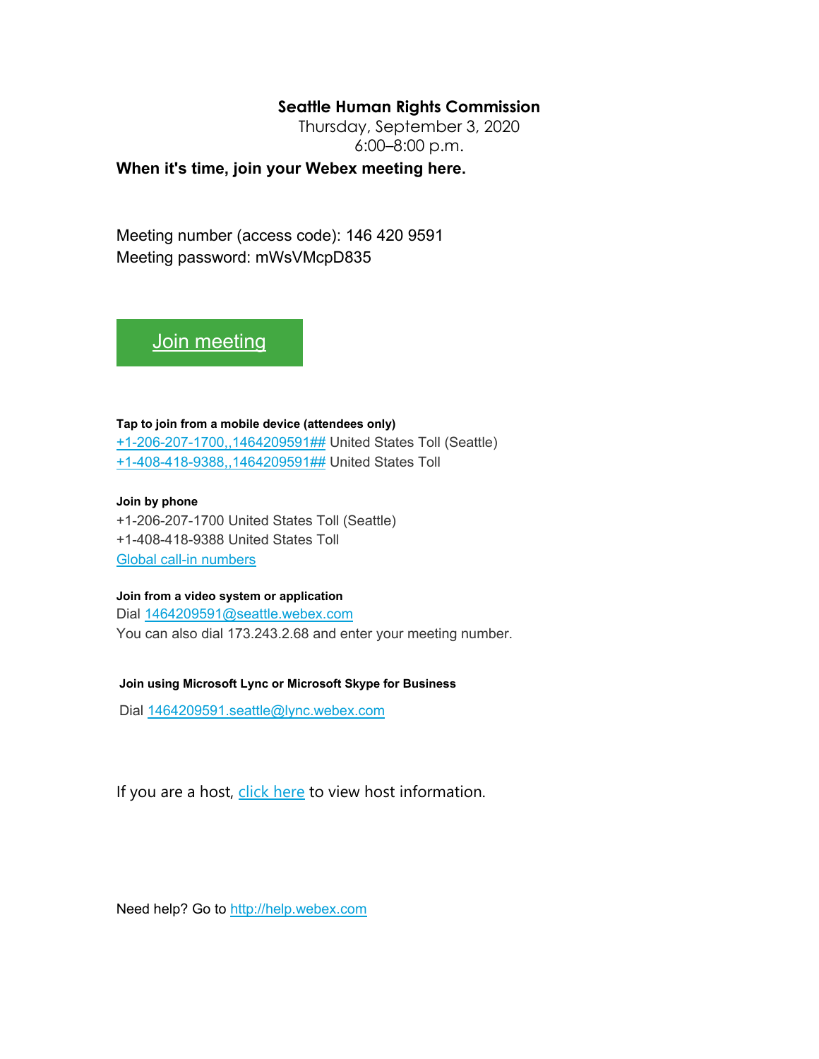**Seattle Human Rights Commission**
Thursday, September 3, 2020
6:00–8:00 p.m.

**When it's time, join your Webex meeting here.**

Meeting number (access code): 146 420 9591
Meeting password: mWsVMcpD835

[Join meeting]

**Tap to join from a mobile device (attendees only)**
+1-206-207-1700,,1464209591## United States Toll (Seattle)
+1-408-418-9388,,1464209591## United States Toll

**Join by phone**
+1-206-207-1700 United States Toll (Seattle)
+1-408-418-9388 United States Toll
Global call-in numbers

**Join from a video system or application**
Dial 1464209591@seattle.webex.com
You can also dial 173.243.2.68 and enter your meeting number.

**Join using Microsoft Lync or Microsoft Skype for Business**

Dial 1464209591.seattle@lync.webex.com

If you are a host, click here to view host information.

Need help? Go to http://help.webex.com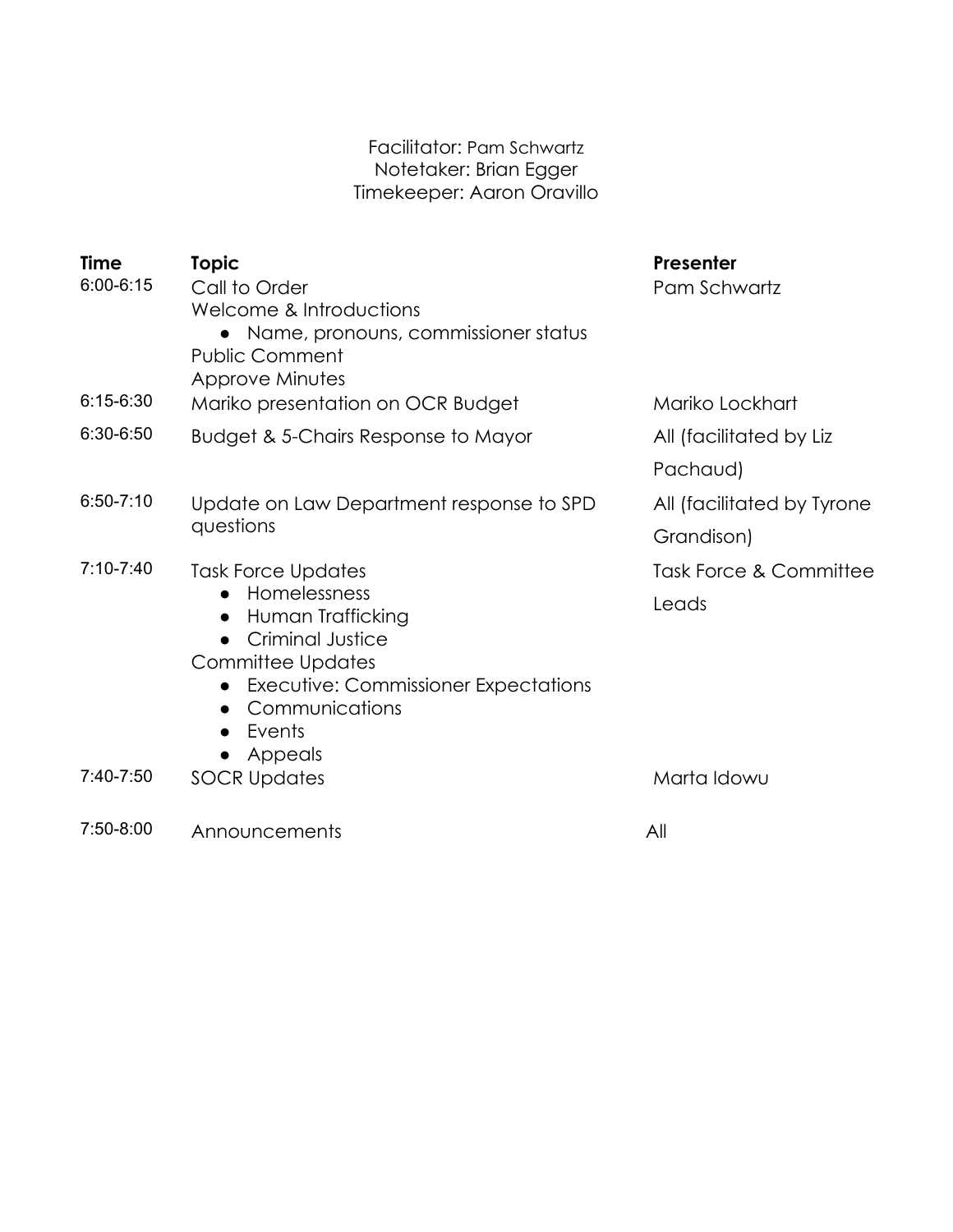Facilitator: Pam Schwartz
Notetaker: Brian Egger
Timekeeper: Aaron Oravillo

| Time | Topic | Presenter |
|---|---|---|
| 6:00-6:15 | Call to Order<br>Welcome & Introductions<br>• Name, pronouns, commissioner status<br>Public Comment<br>Approve Minutes | Pam Schwartz |
| 6:15-6:30 | Mariko presentation on OCR Budget | Mariko Lockhart |
| 6:30-6:50 | Budget & 5-Chairs Response to Mayor | All (facilitated by Liz Pachaud) |
| 6:50-7:10 | Update on Law Department response to SPD questions | All (facilitated by Tyrone Grandison) |
| 7:10-7:40 | Task Force Updates<br>• Homelessness<br>• Human Trafficking<br>• Criminal Justice<br>Committee Updates<br>• Executive: Commissioner Expectations<br>• Communications<br>• Events<br>• Appeals | Task Force & Committee Leads |
| 7:40-7:50 | SOCR Updates | Marta Idowu |
| 7:50-8:00 | Announcements | All |